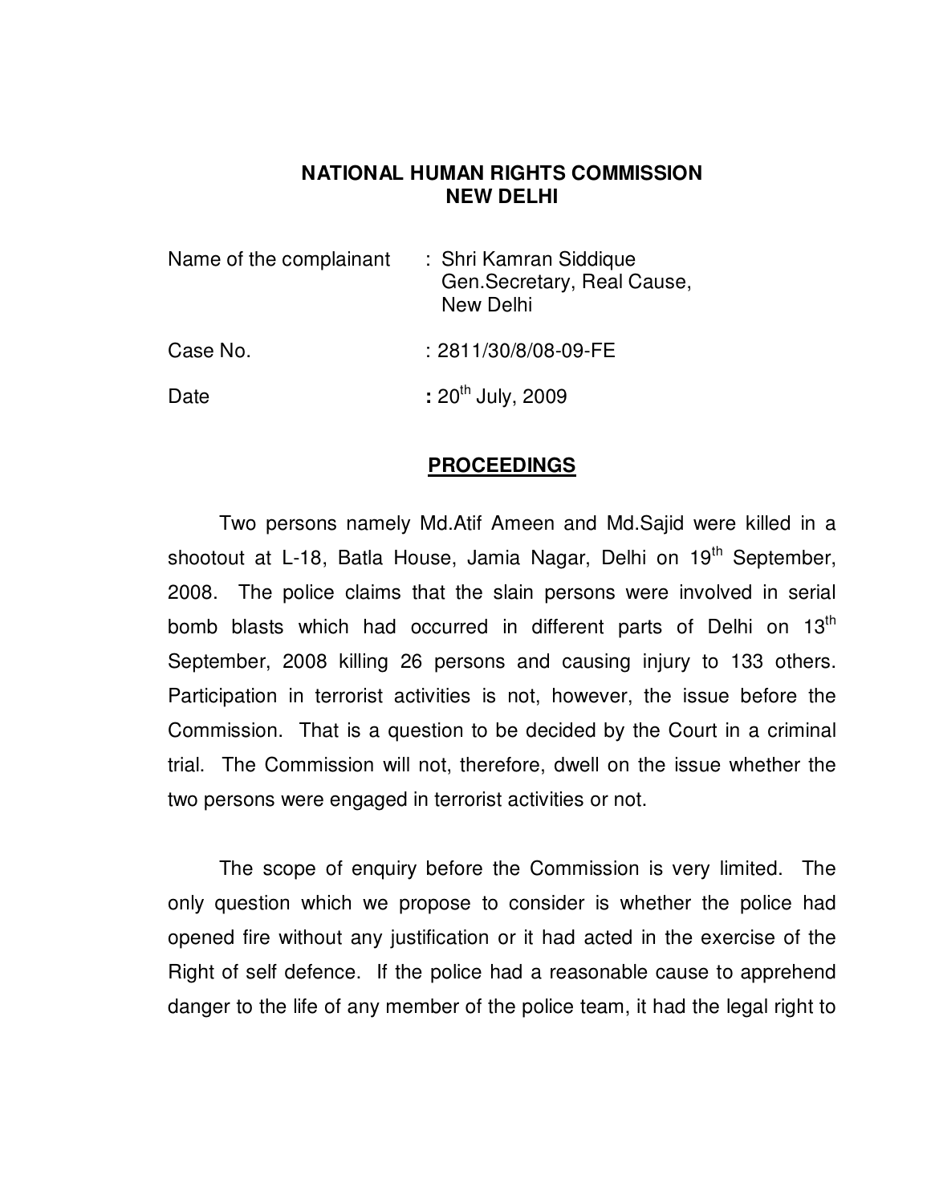# NATIONAL HUMAN RIGHTS COMMISSION
# NEW DELHI

| | |
|---|---|
| Name of the complainant | : Shri Kamran Siddique<br>Gen.Secretary, Real Cause,<br>New Delhi |
| Case No. | : 2811/30/8/08-09-FE |
| Date | : 20th July, 2009 |

## PROCEEDINGS

Two persons namely Md.Atif Ameen and Md.Sajid were killed in a shootout at L-18, Batla House, Jamia Nagar, Delhi on 19th September, 2008. The police claims that the slain persons were involved in serial bomb blasts which had occurred in different parts of Delhi on 13th September, 2008 killing 26 persons and causing injury to 133 others. Participation in terrorist activities is not, however, the issue before the Commission. That is a question to be decided by the Court in a criminal trial. The Commission will not, therefore, dwell on the issue whether the two persons were engaged in terrorist activities or not.

The scope of enquiry before the Commission is very limited. The only question which we propose to consider is whether the police had opened fire without any justification or it had acted in the exercise of the Right of self defence. If the police had a reasonable cause to apprehend danger to the life of any member of the police team, it had the legal right to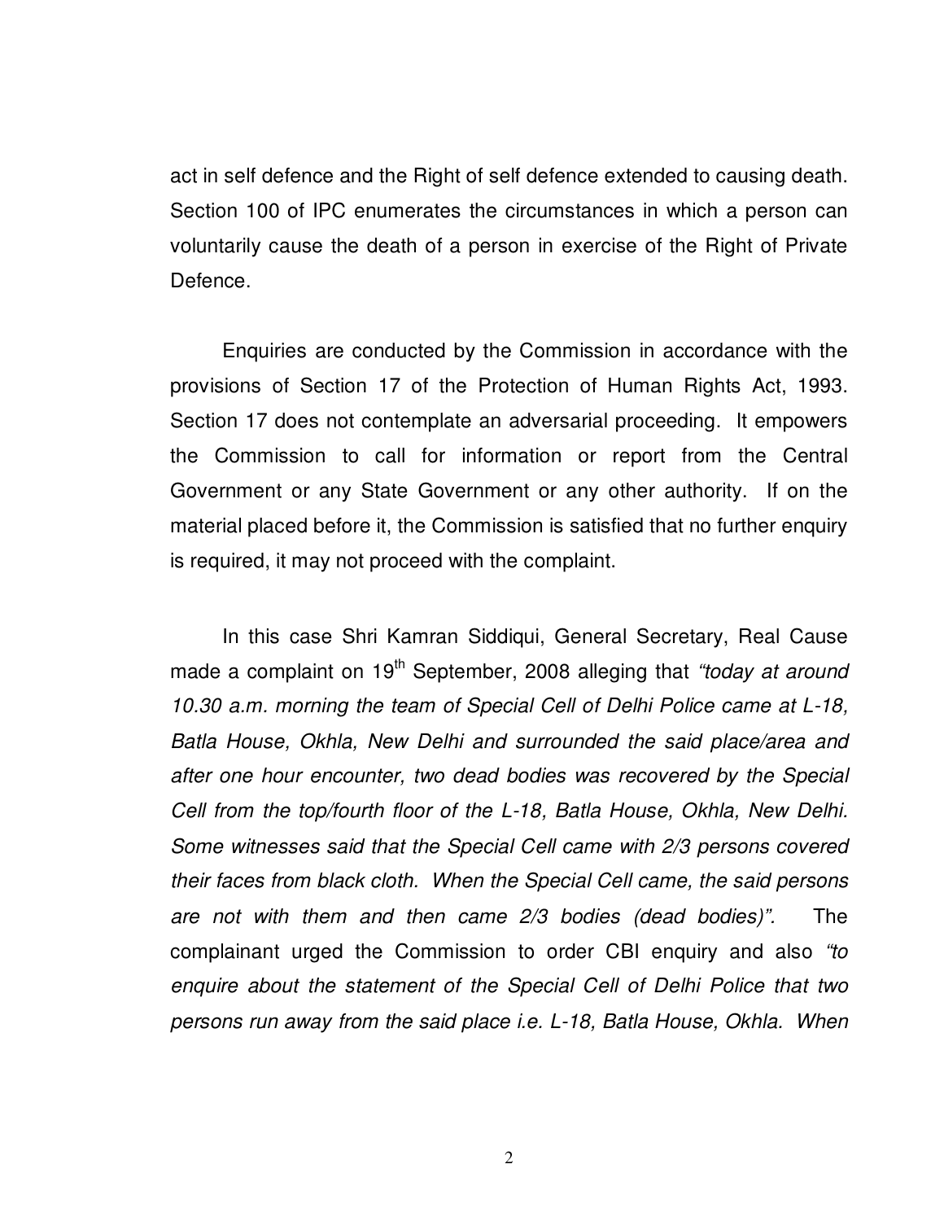act in self defence and the Right of self defence extended to causing death. Section 100 of IPC enumerates the circumstances in which a person can voluntarily cause the death of a person in exercise of the Right of Private Defence.

Enquiries are conducted by the Commission in accordance with the provisions of Section 17 of the Protection of Human Rights Act, 1993. Section 17 does not contemplate an adversarial proceeding. It empowers the Commission to call for information or report from the Central Government or any State Government or any other authority. If on the material placed before it, the Commission is satisfied that no further enquiry is required, it may not proceed with the complaint.

In this case Shri Kamran Siddiqui, General Secretary, Real Cause made a complaint on 19th September, 2008 alleging that *"today at around 10.30 a.m. morning the team of Special Cell of Delhi Police came at L-18, Batla House, Okhla, New Delhi and surrounded the said place/area and after one hour encounter, two dead bodies was recovered by the Special Cell from the top/fourth floor of the L-18, Batla House, Okhla, New Delhi. Some witnesses said that the Special Cell came with 2/3 persons covered their faces from black cloth. When the Special Cell came, the said persons are not with them and then came 2/3 bodies (dead bodies)".* The complainant urged the Commission to order CBI enquiry and also *"to enquire about the statement of the Special Cell of Delhi Police that two persons run away from the said place i.e. L-18, Batla House, Okhla. When*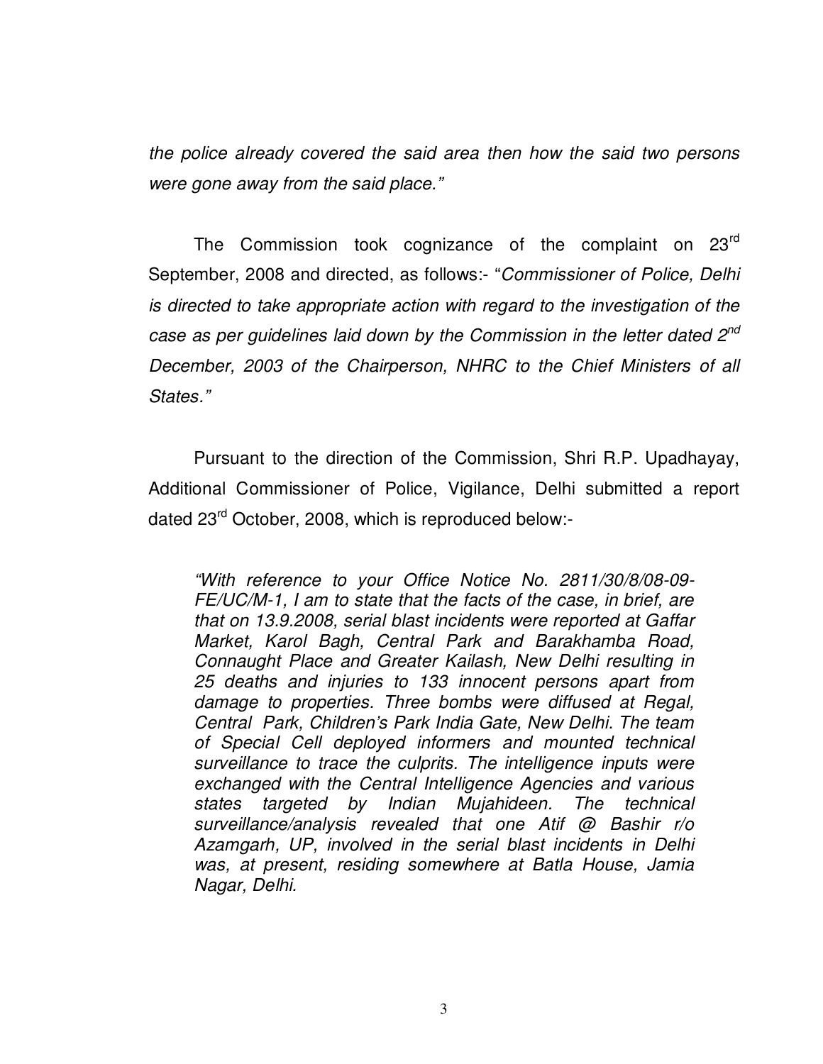*the police already covered the said area then how the said two persons were gone away from the said place."*

The Commission took cognizance of the complaint on 23rd September, 2008 and directed, as follows:- "*Commissioner of Police, Delhi is directed to take appropriate action with regard to the investigation of the case as per guidelines laid down by the Commission in the letter dated 2nd December, 2003 of the Chairperson, NHRC to the Chief Ministers of all States."*

Pursuant to the direction of the Commission, Shri R.P. Upadhayay, Additional Commissioner of Police, Vigilance, Delhi submitted a report dated 23rd October, 2008, which is reproduced below:-

> *"With reference to your Office Notice No. 2811/30/8/08-09-FE/UC/M-1, I am to state that the facts of the case, in brief, are that on 13.9.2008, serial blast incidents were reported at Gaffar Market, Karol Bagh, Central Park and Barakhamba Road, Connaught Place and Greater Kailash, New Delhi resulting in 25 deaths and injuries to 133 innocent persons apart from damage to properties. Three bombs were diffused at Regal, Central Park, Children's Park India Gate, New Delhi. The team of Special Cell deployed informers and mounted technical surveillance to trace the culprits. The intelligence inputs were exchanged with the Central Intelligence Agencies and various states targeted by Indian Mujahideen. The technical surveillance/analysis revealed that one Atif @ Bashir r/o Azamgarh, UP, involved in the serial blast incidents in Delhi was, at present, residing somewhere at Batla House, Jamia Nagar, Delhi.*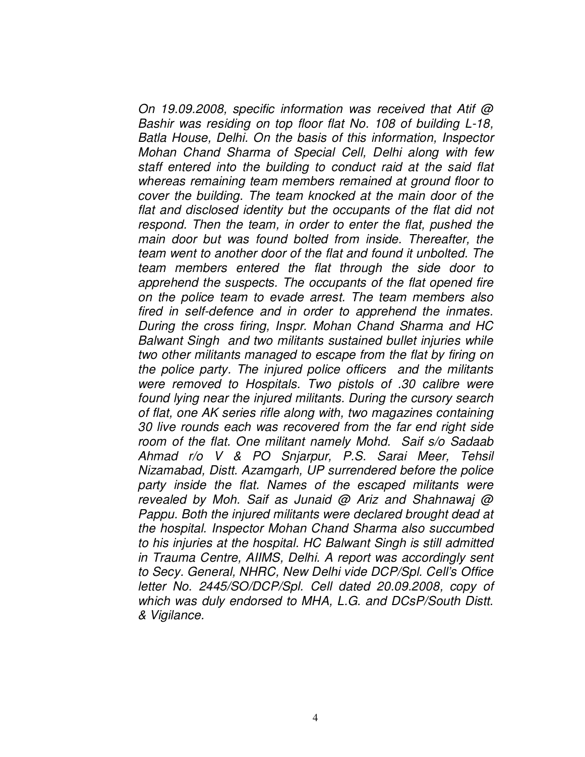*On 19.09.2008, specific information was received that Atif @ Bashir was residing on top floor flat No. 108 of building L-18, Batla House, Delhi. On the basis of this information, Inspector Mohan Chand Sharma of Special Cell, Delhi along with few staff entered into the building to conduct raid at the said flat whereas remaining team members remained at ground floor to cover the building. The team knocked at the main door of the flat and disclosed identity but the occupants of the flat did not respond. Then the team, in order to enter the flat, pushed the main door but was found bolted from inside. Thereafter, the team went to another door of the flat and found it unbolted. The team members entered the flat through the side door to apprehend the suspects. The occupants of the flat opened fire on the police team to evade arrest. The team members also fired in self-defence and in order to apprehend the inmates. During the cross firing, Inspr. Mohan Chand Sharma and HC Balwant Singh and two militants sustained bullet injuries while two other militants managed to escape from the flat by firing on the police party. The injured police officers and the militants were removed to Hospitals. Two pistols of .30 calibre were found lying near the injured militants. During the cursory search of flat, one AK series rifle along with, two magazines containing 30 live rounds each was recovered from the far end right side room of the flat. One militant namely Mohd. Saif s/o Sadaab Ahmad r/o V & PO Snjarpur, P.S. Sarai Meer, Tehsil Nizamabad, Distt. Azamgarh, UP surrendered before the police party inside the flat. Names of the escaped militants were revealed by Moh. Saif as Junaid @ Ariz and Shahnawaj @ Pappu. Both the injured militants were declared brought dead at the hospital. Inspector Mohan Chand Sharma also succumbed to his injuries at the hospital. HC Balwant Singh is still admitted in Trauma Centre, AIIMS, Delhi. A report was accordingly sent to Secy. General, NHRC, New Delhi vide DCP/Spl. Cell's Office letter No. 2445/SO/DCP/Spl. Cell dated 20.09.2008, copy of which was duly endorsed to MHA, L.G. and DCsP/South Distt. & Vigilance.*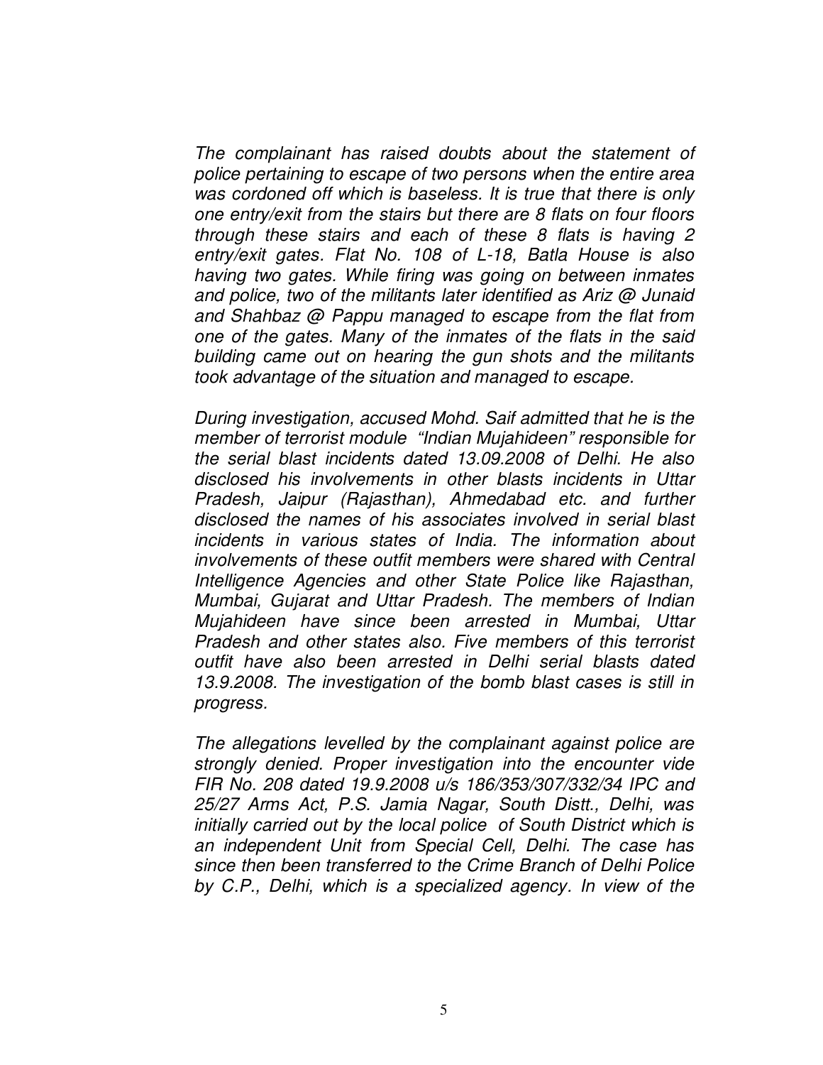*The complainant has raised doubts about the statement of police pertaining to escape of two persons when the entire area was cordoned off which is baseless. It is true that there is only one entry/exit from the stairs but there are 8 flats on four floors through these stairs and each of these 8 flats is having 2 entry/exit gates. Flat No. 108 of L-18, Batla House is also having two gates. While firing was going on between inmates and police, two of the militants later identified as Ariz @ Junaid and Shahbaz @ Pappu managed to escape from the flat from one of the gates. Many of the inmates of the flats in the said building came out on hearing the gun shots and the militants took advantage of the situation and managed to escape.*

*During investigation, accused Mohd. Saif admitted that he is the member of terrorist module "Indian Mujahideen" responsible for the serial blast incidents dated 13.09.2008 of Delhi. He also disclosed his involvements in other blasts incidents in Uttar Pradesh, Jaipur (Rajasthan), Ahmedabad etc. and further disclosed the names of his associates involved in serial blast incidents in various states of India. The information about involvements of these outfit members were shared with Central Intelligence Agencies and other State Police like Rajasthan, Mumbai, Gujarat and Uttar Pradesh. The members of Indian Mujahideen have since been arrested in Mumbai, Uttar Pradesh and other states also. Five members of this terrorist outfit have also been arrested in Delhi serial blasts dated 13.9.2008. The investigation of the bomb blast cases is still in progress.*

*The allegations levelled by the complainant against police are strongly denied. Proper investigation into the encounter vide FIR No. 208 dated 19.9.2008 u/s 186/353/307/332/34 IPC and 25/27 Arms Act, P.S. Jamia Nagar, South Distt., Delhi, was initially carried out by the local police of South District which is an independent Unit from Special Cell, Delhi. The case has since then been transferred to the Crime Branch of Delhi Police by C.P., Delhi, which is a specialized agency. In view of the*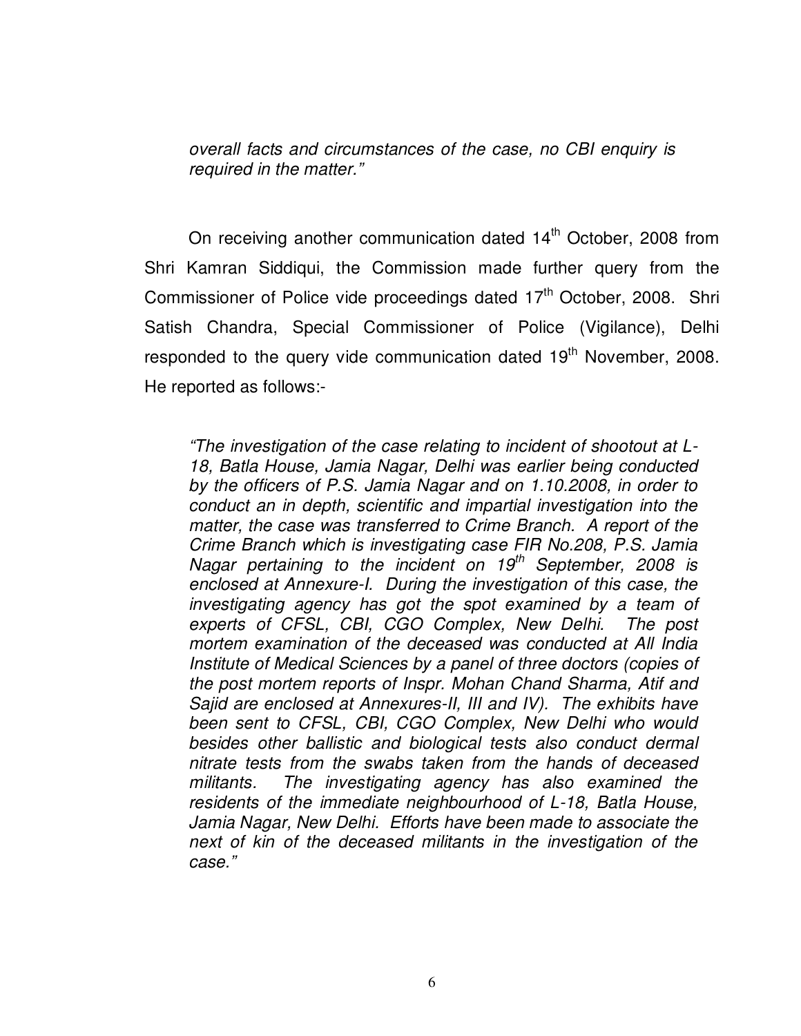*overall facts and circumstances of the case, no CBI enquiry is required in the matter."*

On receiving another communication dated 14th October, 2008 from Shri Kamran Siddiqui, the Commission made further query from the Commissioner of Police vide proceedings dated 17th October, 2008. Shri Satish Chandra, Special Commissioner of Police (Vigilance), Delhi responded to the query vide communication dated 19th November, 2008. He reported as follows:-

*"The investigation of the case relating to incident of shootout at L-18, Batla House, Jamia Nagar, Delhi was earlier being conducted by the officers of P.S. Jamia Nagar and on 1.10.2008, in order to conduct an in depth, scientific and impartial investigation into the matter, the case was transferred to Crime Branch. A report of the Crime Branch which is investigating case FIR No.208, P.S. Jamia Nagar pertaining to the incident on 19th September, 2008 is enclosed at Annexure-I. During the investigation of this case, the investigating agency has got the spot examined by a team of experts of CFSL, CBI, CGO Complex, New Delhi. The post mortem examination of the deceased was conducted at All India Institute of Medical Sciences by a panel of three doctors (copies of the post mortem reports of Inspr. Mohan Chand Sharma, Atif and Sajid are enclosed at Annexures-II, III and IV). The exhibits have been sent to CFSL, CBI, CGO Complex, New Delhi who would besides other ballistic and biological tests also conduct dermal nitrate tests from the swabs taken from the hands of deceased militants. The investigating agency has also examined the residents of the immediate neighbourhood of L-18, Batla House, Jamia Nagar, New Delhi. Efforts have been made to associate the next of kin of the deceased militants in the investigation of the case."*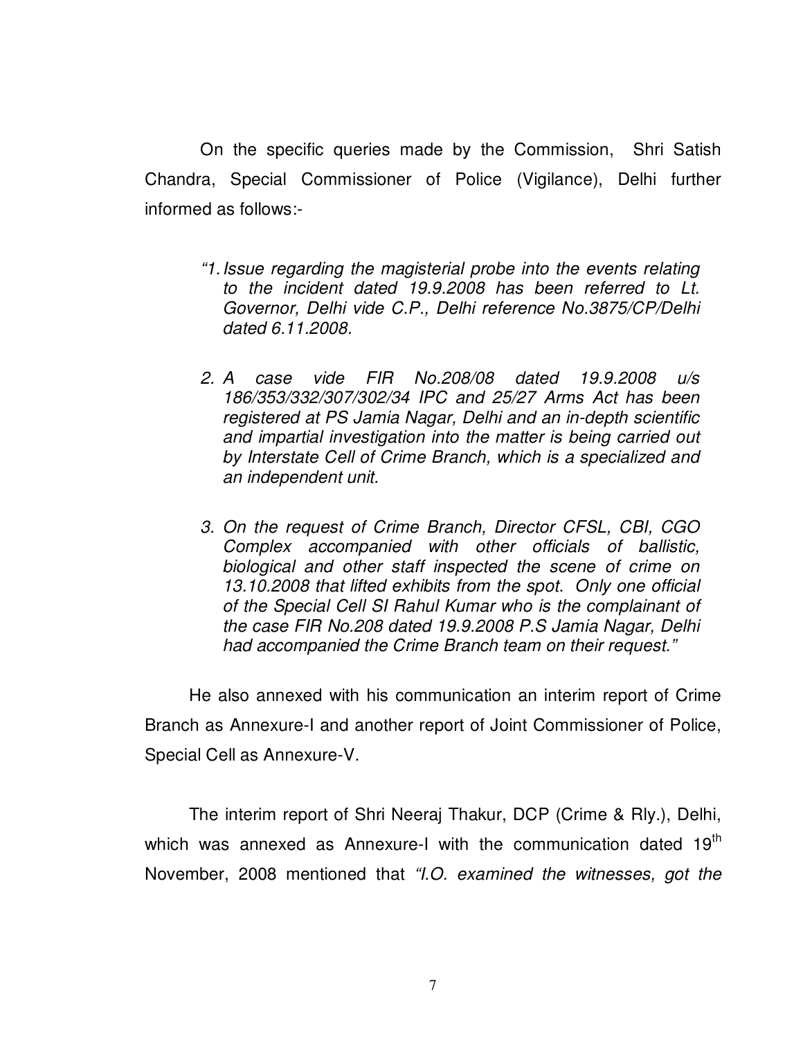On the specific queries made by the Commission, Shri Satish Chandra, Special Commissioner of Police (Vigilance), Delhi further informed as follows:-

> *"1. Issue regarding the magisterial probe into the events relating to the incident dated 19.9.2008 has been referred to Lt. Governor, Delhi vide C.P., Delhi reference No.3875/CP/Delhi dated 6.11.2008.*
>
> *2. A case vide FIR No.208/08 dated 19.9.2008 u/s 186/353/332/307/302/34 IPC and 25/27 Arms Act has been registered at PS Jamia Nagar, Delhi and an in-depth scientific and impartial investigation into the matter is being carried out by Interstate Cell of Crime Branch, which is a specialized and an independent unit.*
>
> *3. On the request of Crime Branch, Director CFSL, CBI, CGO Complex accompanied with other officials of ballistic, biological and other staff inspected the scene of crime on 13.10.2008 that lifted exhibits from the spot. Only one official of the Special Cell SI Rahul Kumar who is the complainant of the case FIR No.208 dated 19.9.2008 P.S Jamia Nagar, Delhi had accompanied the Crime Branch team on their request."*

He also annexed with his communication an interim report of Crime Branch as Annexure-I and another report of Joint Commissioner of Police, Special Cell as Annexure-V.

The interim report of Shri Neeraj Thakur, DCP (Crime & Rly.), Delhi, which was annexed as Annexure-I with the communication dated 19th November, 2008 mentioned that *"I.O. examined the witnesses, got the*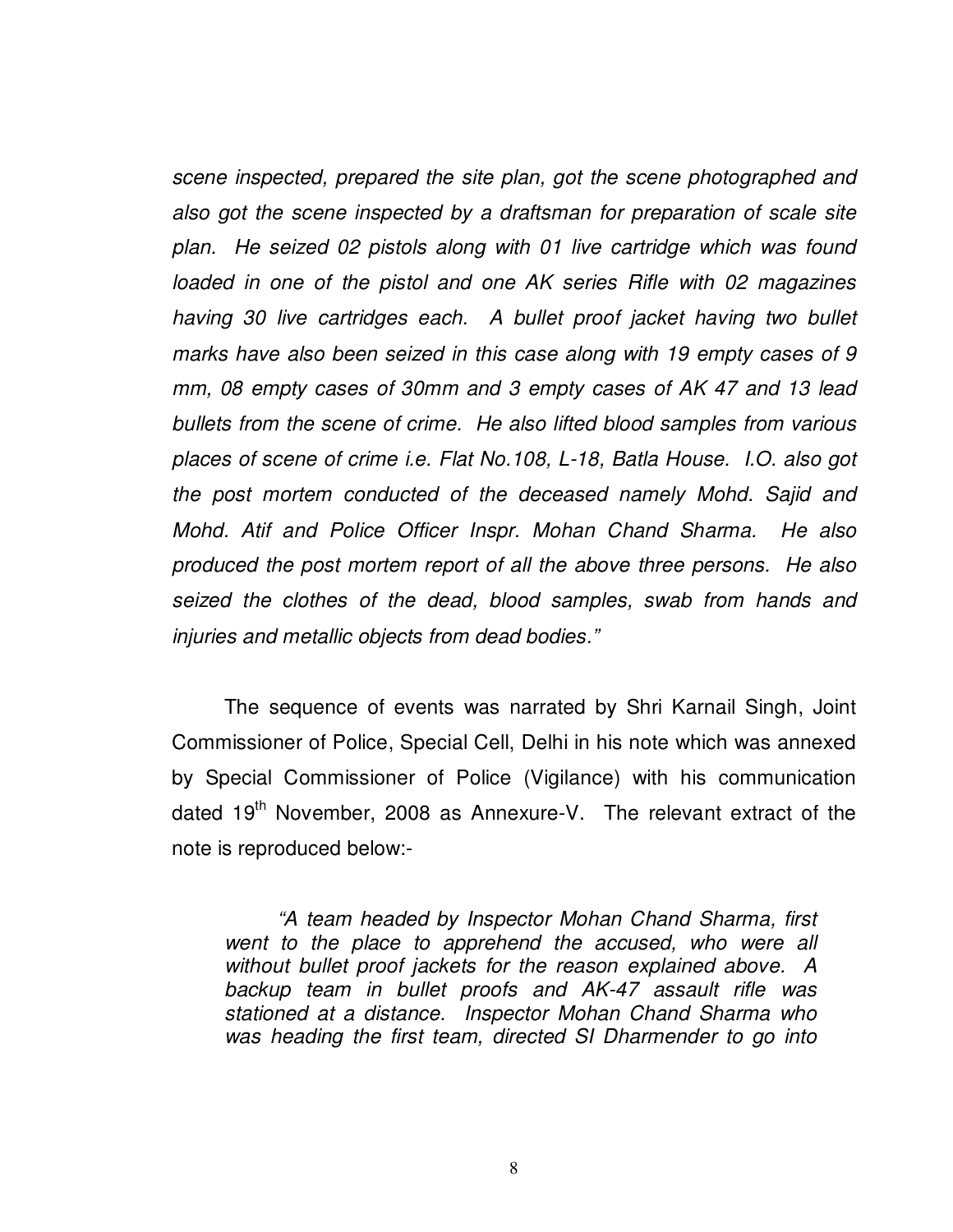*scene inspected, prepared the site plan, got the scene photographed and also got the scene inspected by a draftsman for preparation of scale site plan. He seized 02 pistols along with 01 live cartridge which was found loaded in one of the pistol and one AK series Rifle with 02 magazines having 30 live cartridges each. A bullet proof jacket having two bullet marks have also been seized in this case along with 19 empty cases of 9 mm, 08 empty cases of 30mm and 3 empty cases of AK 47 and 13 lead bullets from the scene of crime. He also lifted blood samples from various places of scene of crime i.e. Flat No.108, L-18, Batla House. I.O. also got the post mortem conducted of the deceased namely Mohd. Sajid and Mohd. Atif and Police Officer Inspr. Mohan Chand Sharma. He also produced the post mortem report of all the above three persons. He also seized the clothes of the dead, blood samples, swab from hands and injuries and metallic objects from dead bodies."*

The sequence of events was narrated by Shri Karnail Singh, Joint Commissioner of Police, Special Cell, Delhi in his note which was annexed by Special Commissioner of Police (Vigilance) with his communication dated 19th November, 2008 as Annexure-V. The relevant extract of the note is reproduced below:-

> *"A team headed by Inspector Mohan Chand Sharma, first went to the place to apprehend the accused, who were all without bullet proof jackets for the reason explained above. A backup team in bullet proofs and AK-47 assault rifle was stationed at a distance. Inspector Mohan Chand Sharma who was heading the first team, directed SI Dharmender to go into*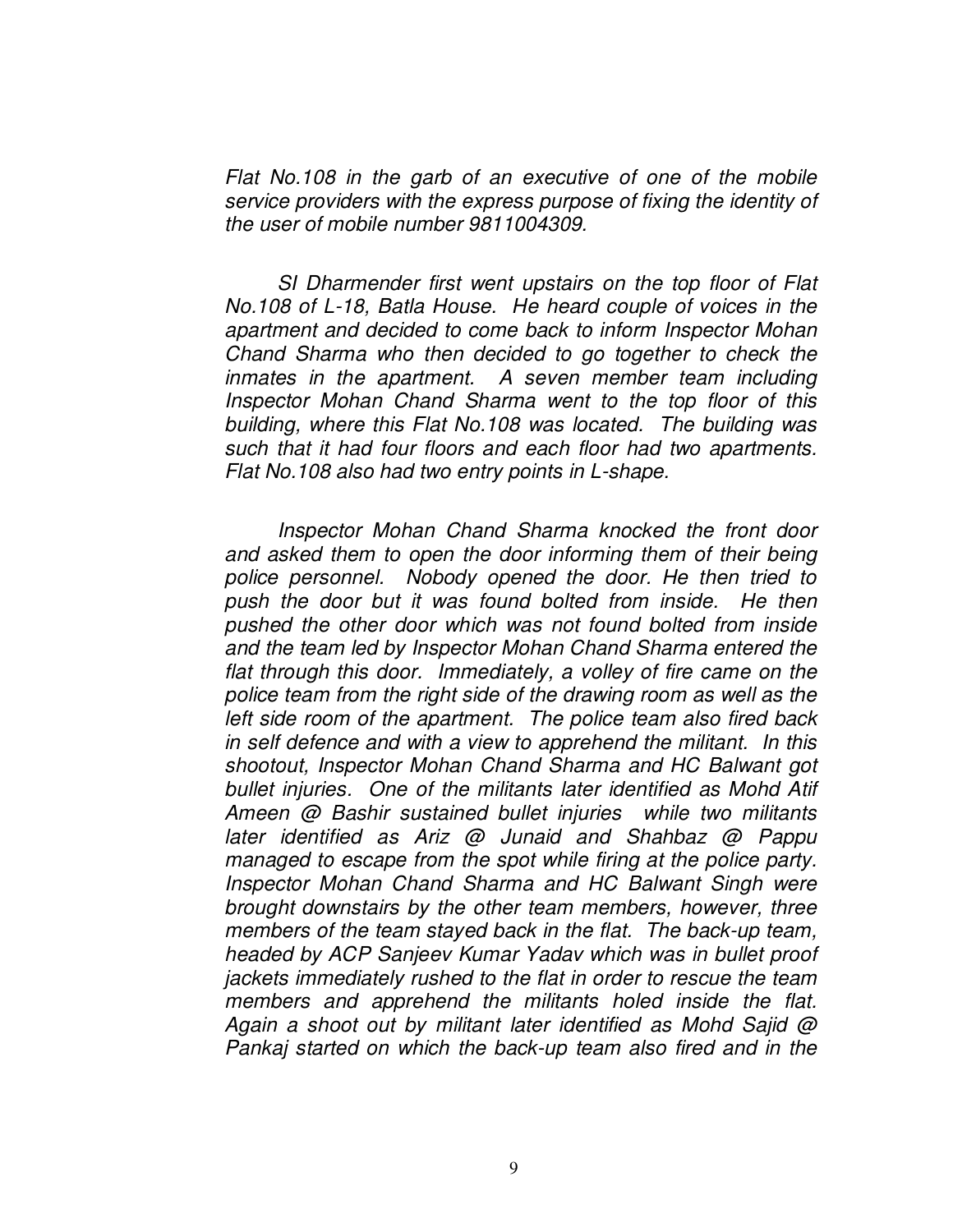*Flat No.108 in the garb of an executive of one of the mobile service providers with the express purpose of fixing the identity of the user of mobile number 9811004309.*

*SI Dharmender first went upstairs on the top floor of Flat No.108 of L-18, Batla House. He heard couple of voices in the apartment and decided to come back to inform Inspector Mohan Chand Sharma who then decided to go together to check the inmates in the apartment. A seven member team including Inspector Mohan Chand Sharma went to the top floor of this building, where this Flat No.108 was located. The building was such that it had four floors and each floor had two apartments. Flat No.108 also had two entry points in L-shape.*

*Inspector Mohan Chand Sharma knocked the front door and asked them to open the door informing them of their being police personnel. Nobody opened the door. He then tried to push the door but it was found bolted from inside. He then pushed the other door which was not found bolted from inside and the team led by Inspector Mohan Chand Sharma entered the flat through this door. Immediately, a volley of fire came on the police team from the right side of the drawing room as well as the left side room of the apartment. The police team also fired back in self defence and with a view to apprehend the militant. In this shootout, Inspector Mohan Chand Sharma and HC Balwant got bullet injuries. One of the militants later identified as Mohd Atif Ameen @ Bashir sustained bullet injuries while two militants later identified as Ariz @ Junaid and Shahbaz @ Pappu managed to escape from the spot while firing at the police party. Inspector Mohan Chand Sharma and HC Balwant Singh were brought downstairs by the other team members, however, three members of the team stayed back in the flat. The back-up team, headed by ACP Sanjeev Kumar Yadav which was in bullet proof jackets immediately rushed to the flat in order to rescue the team members and apprehend the militants holed inside the flat. Again a shoot out by militant later identified as Mohd Sajid @ Pankaj started on which the back-up team also fired and in the*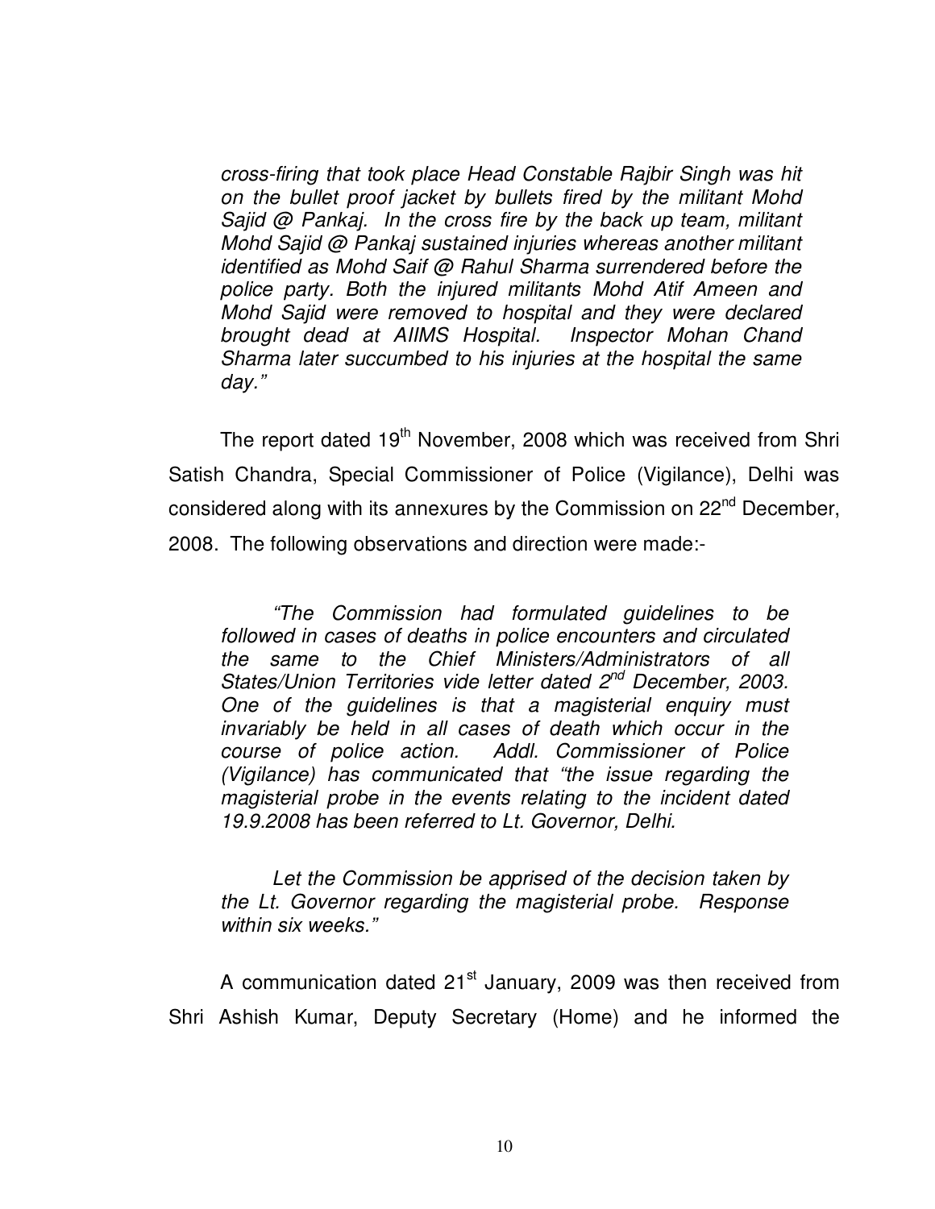*cross-firing that took place Head Constable Rajbir Singh was hit on the bullet proof jacket by bullets fired by the militant Mohd Sajid @ Pankaj. In the cross fire by the back up team, militant Mohd Sajid @ Pankaj sustained injuries whereas another militant identified as Mohd Saif @ Rahul Sharma surrendered before the police party. Both the injured militants Mohd Atif Ameen and Mohd Sajid were removed to hospital and they were declared brought dead at AIIMS Hospital. Inspector Mohan Chand Sharma later succumbed to his injuries at the hospital the same day."*

The report dated 19th November, 2008 which was received from Shri Satish Chandra, Special Commissioner of Police (Vigilance), Delhi was considered along with its annexures by the Commission on 22nd December, 2008. The following observations and direction were made:-

*"The Commission had formulated guidelines to be followed in cases of deaths in police encounters and circulated the same to the Chief Ministers/Administrators of all States/Union Territories vide letter dated 2nd December, 2003. One of the guidelines is that a magisterial enquiry must invariably be held in all cases of death which occur in the course of police action. Addl. Commissioner of Police (Vigilance) has communicated that "the issue regarding the magisterial probe in the events relating to the incident dated 19.9.2008 has been referred to Lt. Governor, Delhi.*

*Let the Commission be apprised of the decision taken by the Lt. Governor regarding the magisterial probe. Response within six weeks."*

A communication dated 21st January, 2009 was then received from Shri Ashish Kumar, Deputy Secretary (Home) and he informed the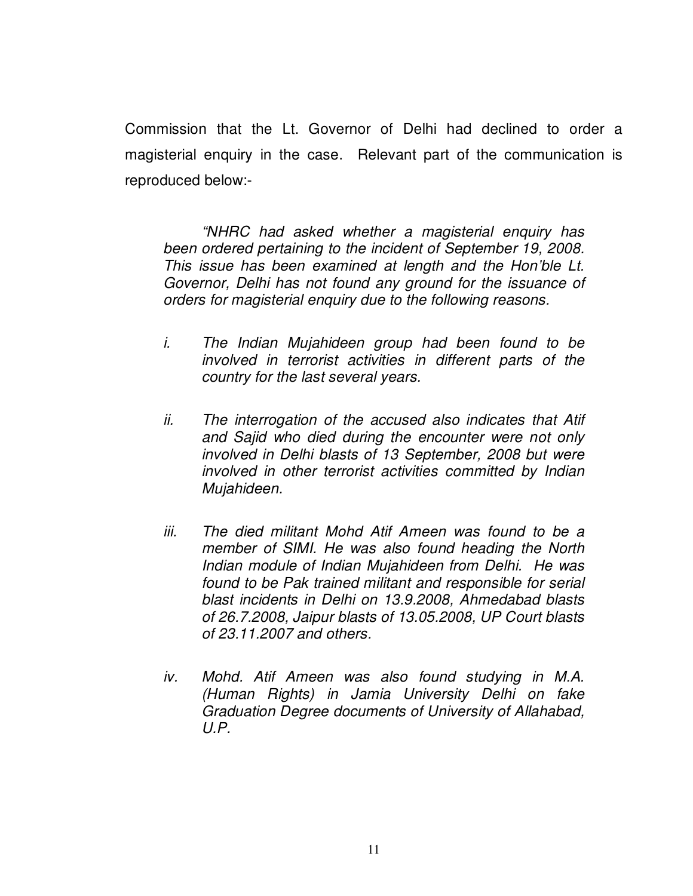Commission that the Lt. Governor of Delhi had declined to order a magisterial enquiry in the case. Relevant part of the communication is reproduced below:-

> *"NHRC had asked whether a magisterial enquiry has been ordered pertaining to the incident of September 19, 2008. This issue has been examined at length and the Hon'ble Lt. Governor, Delhi has not found any ground for the issuance of orders for magisterial enquiry due to the following reasons.*
>
> *i. The Indian Mujahideen group had been found to be involved in terrorist activities in different parts of the country for the last several years.*
>
> *ii. The interrogation of the accused also indicates that Atif and Sajid who died during the encounter were not only involved in Delhi blasts of 13 September, 2008 but were involved in other terrorist activities committed by Indian Mujahideen.*
>
> *iii. The died militant Mohd Atif Ameen was found to be a member of SIMI. He was also found heading the North Indian module of Indian Mujahideen from Delhi. He was found to be Pak trained militant and responsible for serial blast incidents in Delhi on 13.9.2008, Ahmedabad blasts of 26.7.2008, Jaipur blasts of 13.05.2008, UP Court blasts of 23.11.2007 and others.*
>
> *iv. Mohd. Atif Ameen was also found studying in M.A. (Human Rights) in Jamia University Delhi on fake Graduation Degree documents of University of Allahabad, U.P.*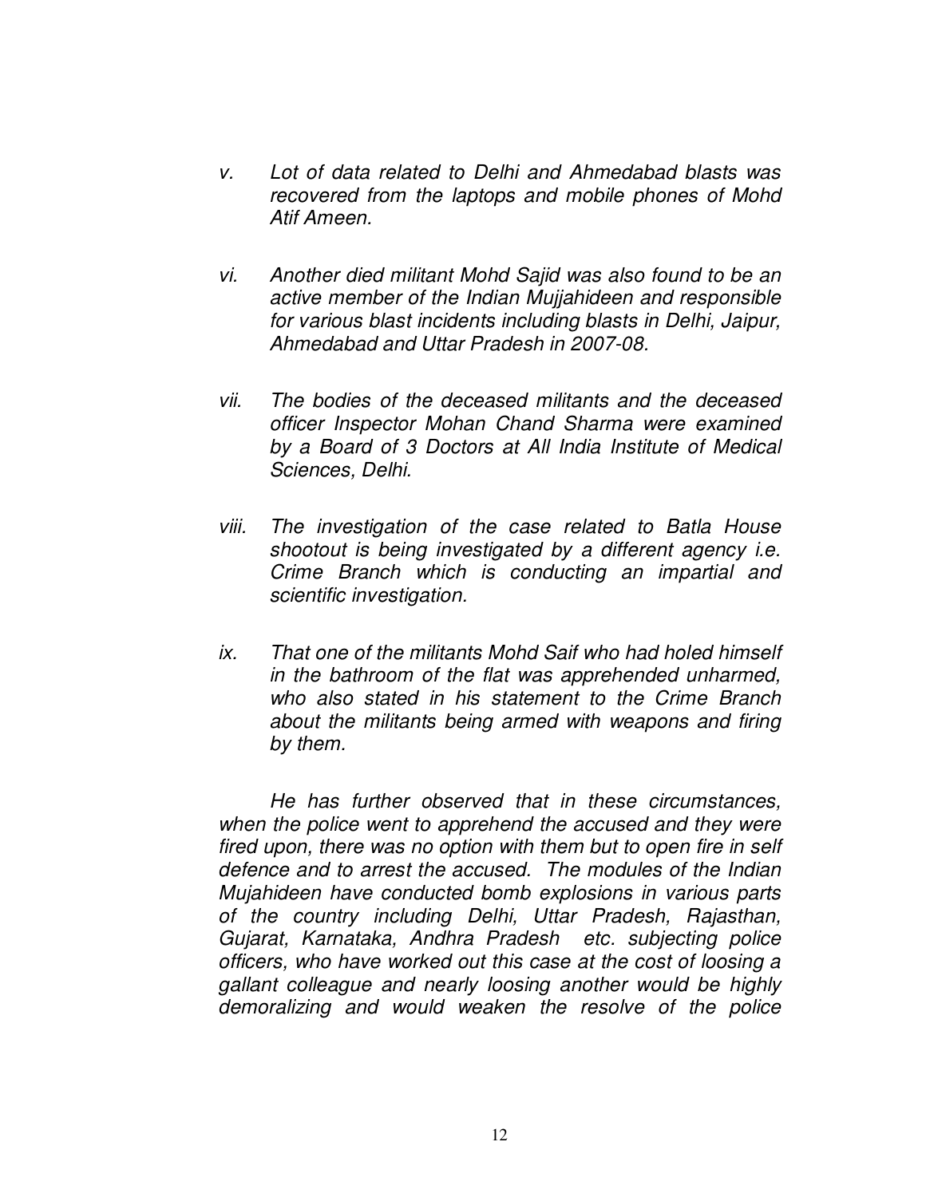*v. Lot of data related to Delhi and Ahmedabad blasts was recovered from the laptops and mobile phones of Mohd Atif Ameen.*

*vi. Another died militant Mohd Sajid was also found to be an active member of the Indian Mujjahideen and responsible for various blast incidents including blasts in Delhi, Jaipur, Ahmedabad and Uttar Pradesh in 2007-08.*

*vii. The bodies of the deceased militants and the deceased officer Inspector Mohan Chand Sharma were examined by a Board of 3 Doctors at All India Institute of Medical Sciences, Delhi.*

*viii. The investigation of the case related to Batla House shootout is being investigated by a different agency i.e. Crime Branch which is conducting an impartial and scientific investigation.*

*ix. That one of the militants Mohd Saif who had holed himself in the bathroom of the flat was apprehended unharmed, who also stated in his statement to the Crime Branch about the militants being armed with weapons and firing by them.*

*He has further observed that in these circumstances, when the police went to apprehend the accused and they were fired upon, there was no option with them but to open fire in self defence and to arrest the accused. The modules of the Indian Mujahideen have conducted bomb explosions in various parts of the country including Delhi, Uttar Pradesh, Rajasthan, Gujarat, Karnataka, Andhra Pradesh etc. subjecting police officers, who have worked out this case at the cost of loosing a gallant colleague and nearly loosing another would be highly demoralizing and would weaken the resolve of the police*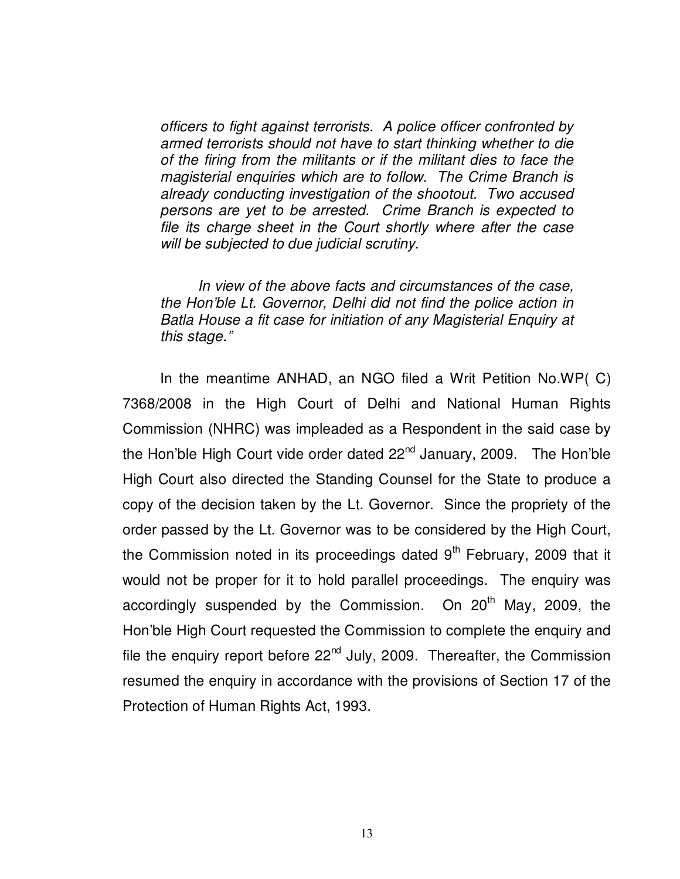> *officers to fight against terrorists. A police officer confronted by armed terrorists should not have to start thinking whether to die of the firing from the militants or if the militant dies to face the magisterial enquiries which are to follow. The Crime Branch is already conducting investigation of the shootout. Two accused persons are yet to be arrested. Crime Branch is expected to file its charge sheet in the Court shortly where after the case will be subjected to due judicial scrutiny.*
>
> *In view of the above facts and circumstances of the case, the Hon'ble Lt. Governor, Delhi did not find the police action in Batla House a fit case for initiation of any Magisterial Enquiry at this stage."*

In the meantime ANHAD, an NGO filed a Writ Petition No.WP( C) 7368/2008 in the High Court of Delhi and National Human Rights Commission (NHRC) was impleaded as a Respondent in the said case by the Hon'ble High Court vide order dated 22nd January, 2009. The Hon'ble High Court also directed the Standing Counsel for the State to produce a copy of the decision taken by the Lt. Governor. Since the propriety of the order passed by the Lt. Governor was to be considered by the High Court, the Commission noted in its proceedings dated 9th February, 2009 that it would not be proper for it to hold parallel proceedings. The enquiry was accordingly suspended by the Commission. On 20th May, 2009, the Hon'ble High Court requested the Commission to complete the enquiry and file the enquiry report before 22nd July, 2009. Thereafter, the Commission resumed the enquiry in accordance with the provisions of Section 17 of the Protection of Human Rights Act, 1993.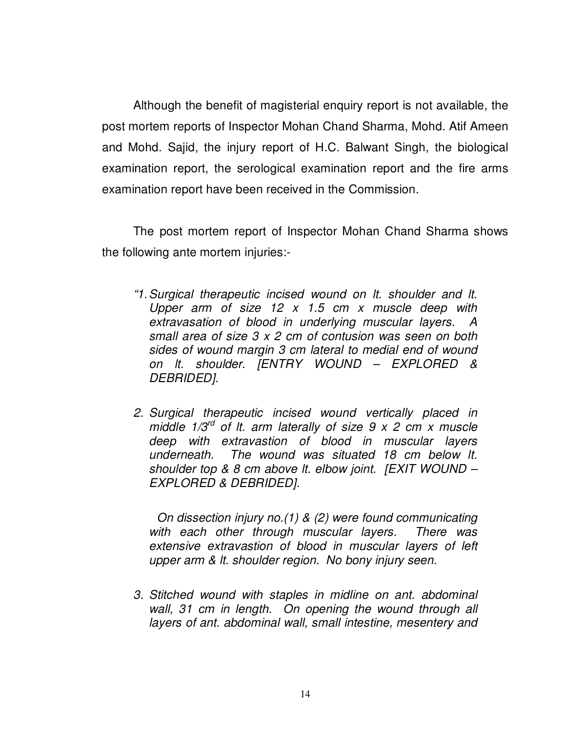Although the benefit of magisterial enquiry report is not available, the post mortem reports of Inspector Mohan Chand Sharma, Mohd. Atif Ameen and Mohd. Sajid, the injury report of H.C. Balwant Singh, the biological examination report, the serological examination report and the fire arms examination report have been received in the Commission.

The post mortem report of Inspector Mohan Chand Sharma shows the following ante mortem injuries:-

> *"1. Surgical therapeutic incised wound on lt. shoulder and lt. Upper arm of size 12 x 1.5 cm x muscle deep with extravasation of blood in underlying muscular layers. A small area of size 3 x 2 cm of contusion was seen on both sides of wound margin 3 cm lateral to medial end of wound on lt. shoulder. [ENTRY WOUND – EXPLORED & DEBRIDED].*
>
> *2. Surgical therapeutic incised wound vertically placed in middle 1/3rd of lt. arm laterally of size 9 x 2 cm x muscle deep with extravastion of blood in muscular layers underneath. The wound was situated 18 cm below lt. shoulder top & 8 cm above lt. elbow joint. [EXIT WOUND – EXPLORED & DEBRIDED].*
>
> *On dissection injury no.(1) & (2) were found communicating with each other through muscular layers. There was extensive extravastion of blood in muscular layers of left upper arm & lt. shoulder region. No bony injury seen.*
>
> *3. Stitched wound with staples in midline on ant. abdominal wall, 31 cm in length. On opening the wound through all layers of ant. abdominal wall, small intestine, mesentery and*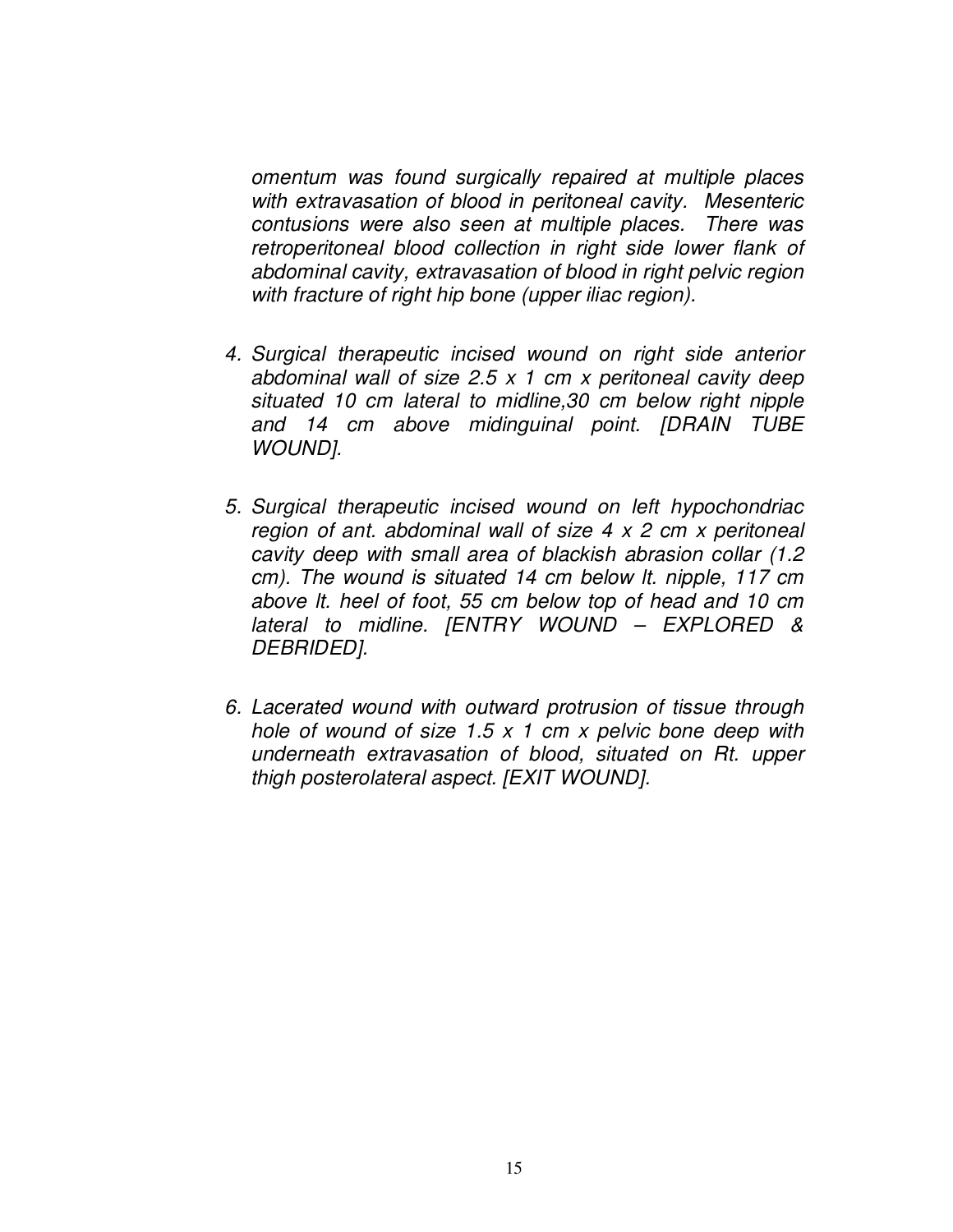*omentum was found surgically repaired at multiple places with extravasation of blood in peritoneal cavity. Mesenteric contusions were also seen at multiple places. There was retroperitoneal blood collection in right side lower flank of abdominal cavity, extravasation of blood in right pelvic region with fracture of right hip bone (upper iliac region).*

4. *Surgical therapeutic incised wound on right side anterior abdominal wall of size 2.5 x 1 cm x peritoneal cavity deep situated 10 cm lateral to midline,30 cm below right nipple and 14 cm above midinguinal point. [DRAIN TUBE WOUND].*

5. *Surgical therapeutic incised wound on left hypochondriac region of ant. abdominal wall of size 4 x 2 cm x peritoneal cavity deep with small area of blackish abrasion collar (1.2 cm). The wound is situated 14 cm below lt. nipple, 117 cm above lt. heel of foot, 55 cm below top of head and 10 cm lateral to midline. [ENTRY WOUND – EXPLORED & DEBRIDED].*

6. *Lacerated wound with outward protrusion of tissue through hole of wound of size 1.5 x 1 cm x pelvic bone deep with underneath extravasation of blood, situated on Rt. upper thigh posterolateral aspect. [EXIT WOUND].*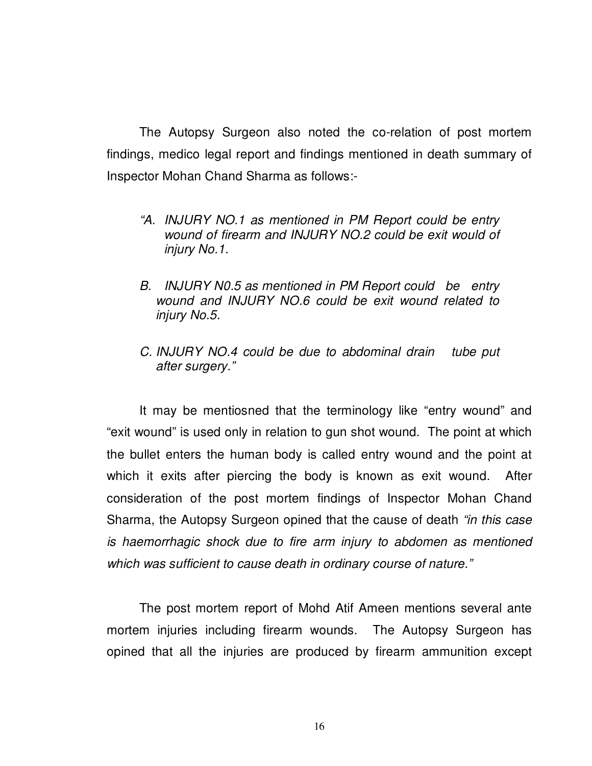The Autopsy Surgeon also noted the co-relation of post mortem findings, medico legal report and findings mentioned in death summary of Inspector Mohan Chand Sharma as follows:-

> *"A. INJURY NO.1 as mentioned in PM Report could be entry wound of firearm and INJURY NO.2 could be exit would of injury No.1.*
>
> *B. INJURY N0.5 as mentioned in PM Report could be entry wound and INJURY NO.6 could be exit wound related to injury No.5.*
>
> *C. INJURY NO.4 could be due to abdominal drain tube put after surgery."*

It may be mentiosned that the terminology like "entry wound" and "exit wound" is used only in relation to gun shot wound. The point at which the bullet enters the human body is called entry wound and the point at which it exits after piercing the body is known as exit wound. After consideration of the post mortem findings of Inspector Mohan Chand Sharma, the Autopsy Surgeon opined that the cause of death *"in this case is haemorrhagic shock due to fire arm injury to abdomen as mentioned which was sufficient to cause death in ordinary course of nature."*

The post mortem report of Mohd Atif Ameen mentions several ante mortem injuries including firearm wounds. The Autopsy Surgeon has opined that all the injuries are produced by firearm ammunition except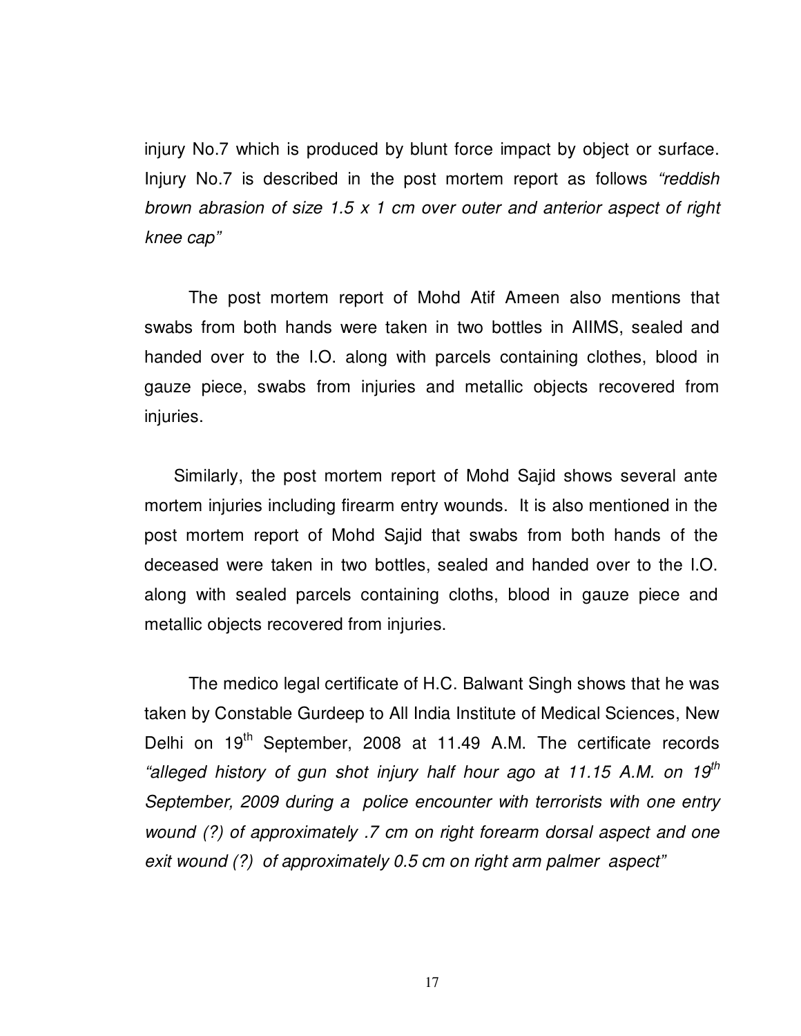injury No.7 which is produced by blunt force impact by object or surface. Injury No.7 is described in the post mortem report as follows *"reddish brown abrasion of size 1.5 x 1 cm over outer and anterior aspect of right knee cap"*

The post mortem report of Mohd Atif Ameen also mentions that swabs from both hands were taken in two bottles in AIIMS, sealed and handed over to the I.O. along with parcels containing clothes, blood in gauze piece, swabs from injuries and metallic objects recovered from injuries.

Similarly, the post mortem report of Mohd Sajid shows several ante mortem injuries including firearm entry wounds. It is also mentioned in the post mortem report of Mohd Sajid that swabs from both hands of the deceased were taken in two bottles, sealed and handed over to the I.O. along with sealed parcels containing cloths, blood in gauze piece and metallic objects recovered from injuries.

The medico legal certificate of H.C. Balwant Singh shows that he was taken by Constable Gurdeep to All India Institute of Medical Sciences, New Delhi on 19th September, 2008 at 11.49 A.M. The certificate records *"alleged history of gun shot injury half hour ago at 11.15 A.M. on 19th September, 2009 during a police encounter with terrorists with one entry wound (?) of approximately .7 cm on right forearm dorsal aspect and one exit wound (?) of approximately 0.5 cm on right arm palmer aspect"*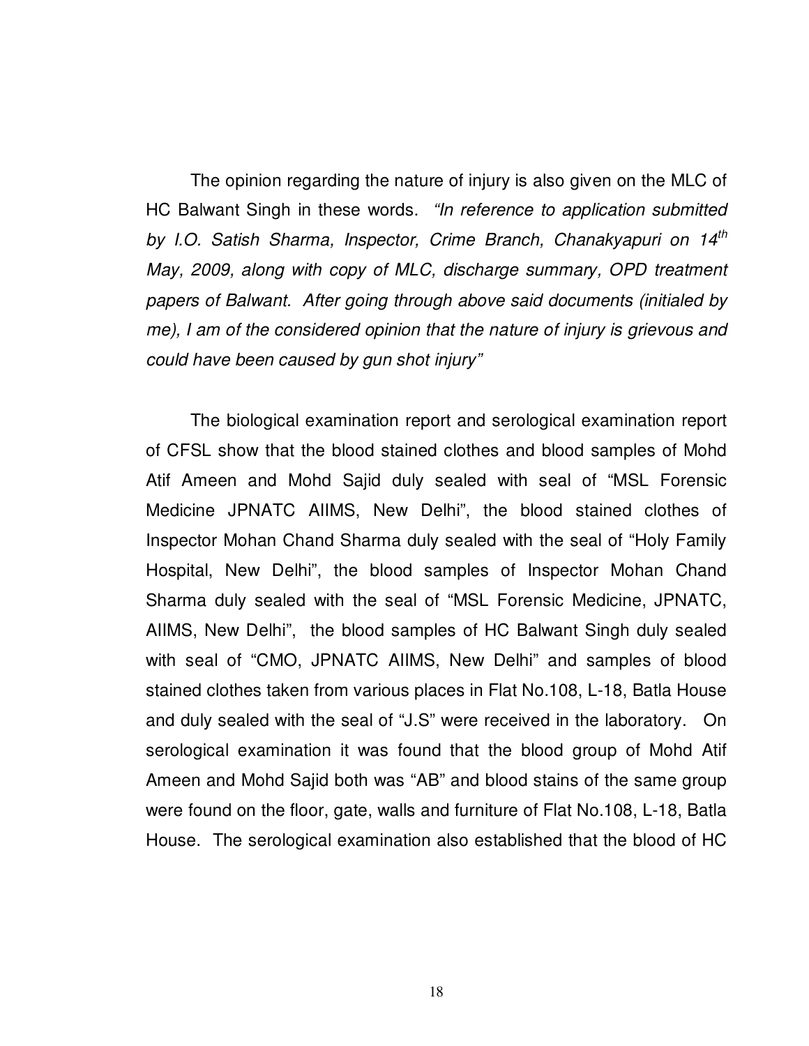The opinion regarding the nature of injury is also given on the MLC of HC Balwant Singh in these words. *"In reference to application submitted by I.O. Satish Sharma, Inspector, Crime Branch, Chanakyapuri on 14th May, 2009, along with copy of MLC, discharge summary, OPD treatment papers of Balwant. After going through above said documents (initialed by me), I am of the considered opinion that the nature of injury is grievous and could have been caused by gun shot injury"*

The biological examination report and serological examination report of CFSL show that the blood stained clothes and blood samples of Mohd Atif Ameen and Mohd Sajid duly sealed with seal of "MSL Forensic Medicine JPNATC AIIMS, New Delhi", the blood stained clothes of Inspector Mohan Chand Sharma duly sealed with the seal of "Holy Family Hospital, New Delhi", the blood samples of Inspector Mohan Chand Sharma duly sealed with the seal of "MSL Forensic Medicine, JPNATC, AIIMS, New Delhi", the blood samples of HC Balwant Singh duly sealed with seal of "CMO, JPNATC AIIMS, New Delhi" and samples of blood stained clothes taken from various places in Flat No.108, L-18, Batla House and duly sealed with the seal of "J.S" were received in the laboratory. On serological examination it was found that the blood group of Mohd Atif Ameen and Mohd Sajid both was "AB" and blood stains of the same group were found on the floor, gate, walls and furniture of Flat No.108, L-18, Batla House. The serological examination also established that the blood of HC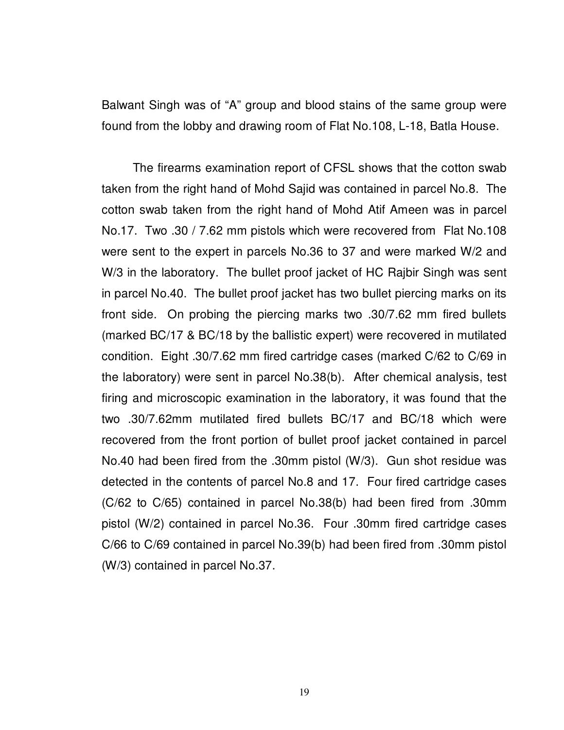Balwant Singh was of "A" group and blood stains of the same group were found from the lobby and drawing room of Flat No.108, L-18, Batla House.

The firearms examination report of CFSL shows that the cotton swab taken from the right hand of Mohd Sajid was contained in parcel No.8. The cotton swab taken from the right hand of Mohd Atif Ameen was in parcel No.17. Two .30 / 7.62 mm pistols which were recovered from Flat No.108 were sent to the expert in parcels No.36 to 37 and were marked W/2 and W/3 in the laboratory. The bullet proof jacket of HC Rajbir Singh was sent in parcel No.40. The bullet proof jacket has two bullet piercing marks on its front side. On probing the piercing marks two .30/7.62 mm fired bullets (marked BC/17 & BC/18 by the ballistic expert) were recovered in mutilated condition. Eight .30/7.62 mm fired cartridge cases (marked C/62 to C/69 in the laboratory) were sent in parcel No.38(b). After chemical analysis, test firing and microscopic examination in the laboratory, it was found that the two .30/7.62mm mutilated fired bullets BC/17 and BC/18 which were recovered from the front portion of bullet proof jacket contained in parcel No.40 had been fired from the .30mm pistol (W/3). Gun shot residue was detected in the contents of parcel No.8 and 17. Four fired cartridge cases (C/62 to C/65) contained in parcel No.38(b) had been fired from .30mm pistol (W/2) contained in parcel No.36. Four .30mm fired cartridge cases C/66 to C/69 contained in parcel No.39(b) had been fired from .30mm pistol (W/3) contained in parcel No.37.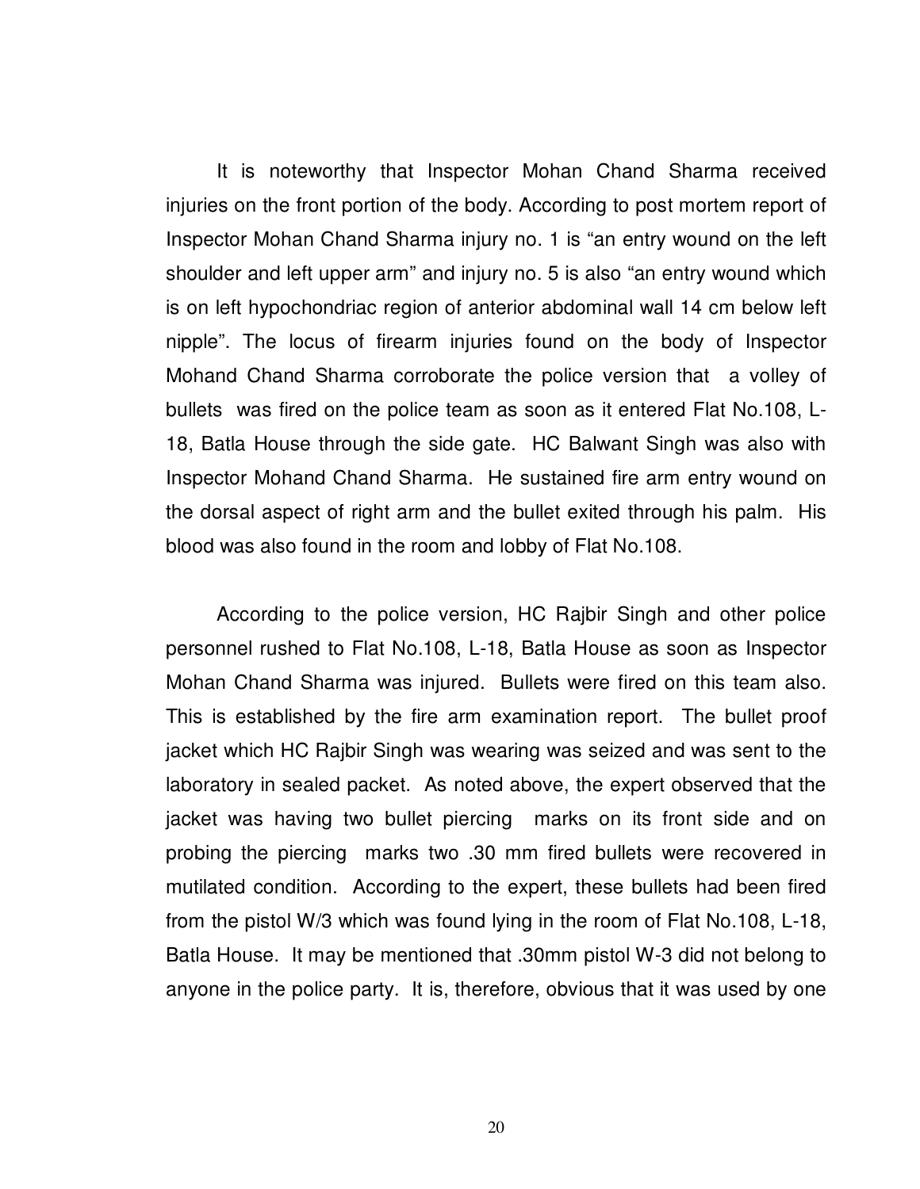It is noteworthy that Inspector Mohan Chand Sharma received injuries on the front portion of the body. According to post mortem report of Inspector Mohan Chand Sharma injury no. 1 is "an entry wound on the left shoulder and left upper arm" and injury no. 5 is also "an entry wound which is on left hypochondriac region of anterior abdominal wall 14 cm below left nipple". The locus of firearm injuries found on the body of Inspector Mohand Chand Sharma corroborate the police version that a volley of bullets was fired on the police team as soon as it entered Flat No.108, L-18, Batla House through the side gate. HC Balwant Singh was also with Inspector Mohand Chand Sharma. He sustained fire arm entry wound on the dorsal aspect of right arm and the bullet exited through his palm. His blood was also found in the room and lobby of Flat No.108.

According to the police version, HC Rajbir Singh and other police personnel rushed to Flat No.108, L-18, Batla House as soon as Inspector Mohan Chand Sharma was injured. Bullets were fired on this team also. This is established by the fire arm examination report. The bullet proof jacket which HC Rajbir Singh was wearing was seized and was sent to the laboratory in sealed packet. As noted above, the expert observed that the jacket was having two bullet piercing marks on its front side and on probing the piercing marks two .30 mm fired bullets were recovered in mutilated condition. According to the expert, these bullets had been fired from the pistol W/3 which was found lying in the room of Flat No.108, L-18, Batla House. It may be mentioned that .30mm pistol W-3 did not belong to anyone in the police party. It is, therefore, obvious that it was used by one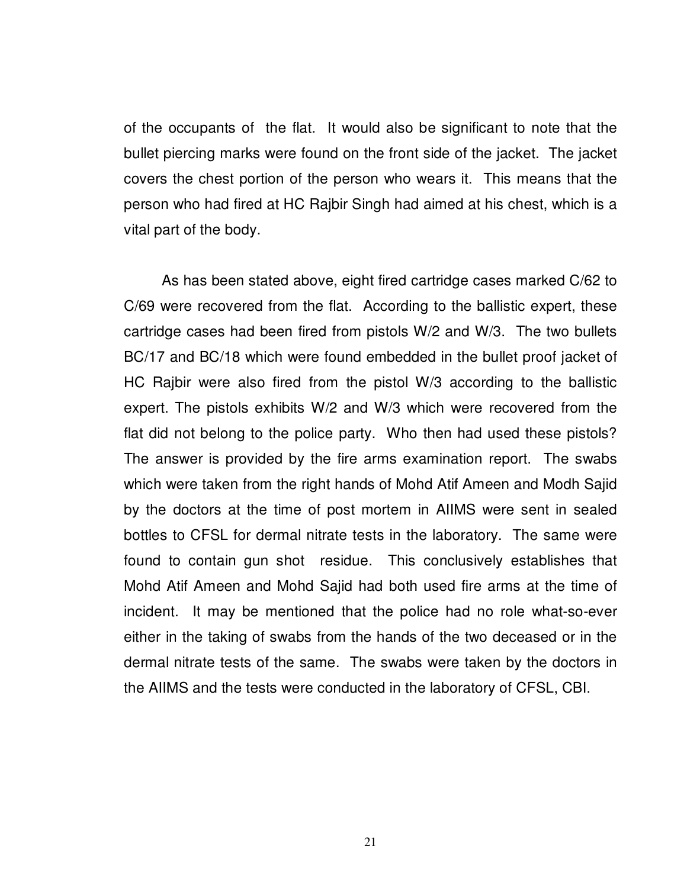of the occupants of the flat. It would also be significant to note that the bullet piercing marks were found on the front side of the jacket. The jacket covers the chest portion of the person who wears it. This means that the person who had fired at HC Rajbir Singh had aimed at his chest, which is a vital part of the body.

As has been stated above, eight fired cartridge cases marked C/62 to C/69 were recovered from the flat. According to the ballistic expert, these cartridge cases had been fired from pistols W/2 and W/3. The two bullets BC/17 and BC/18 which were found embedded in the bullet proof jacket of HC Rajbir were also fired from the pistol W/3 according to the ballistic expert. The pistols exhibits W/2 and W/3 which were recovered from the flat did not belong to the police party. Who then had used these pistols? The answer is provided by the fire arms examination report. The swabs which were taken from the right hands of Mohd Atif Ameen and Modh Sajid by the doctors at the time of post mortem in AIIMS were sent in sealed bottles to CFSL for dermal nitrate tests in the laboratory. The same were found to contain gun shot residue. This conclusively establishes that Mohd Atif Ameen and Mohd Sajid had both used fire arms at the time of incident. It may be mentioned that the police had no role what-so-ever either in the taking of swabs from the hands of the two deceased or in the dermal nitrate tests of the same. The swabs were taken by the doctors in the AIIMS and the tests were conducted in the laboratory of CFSL, CBI.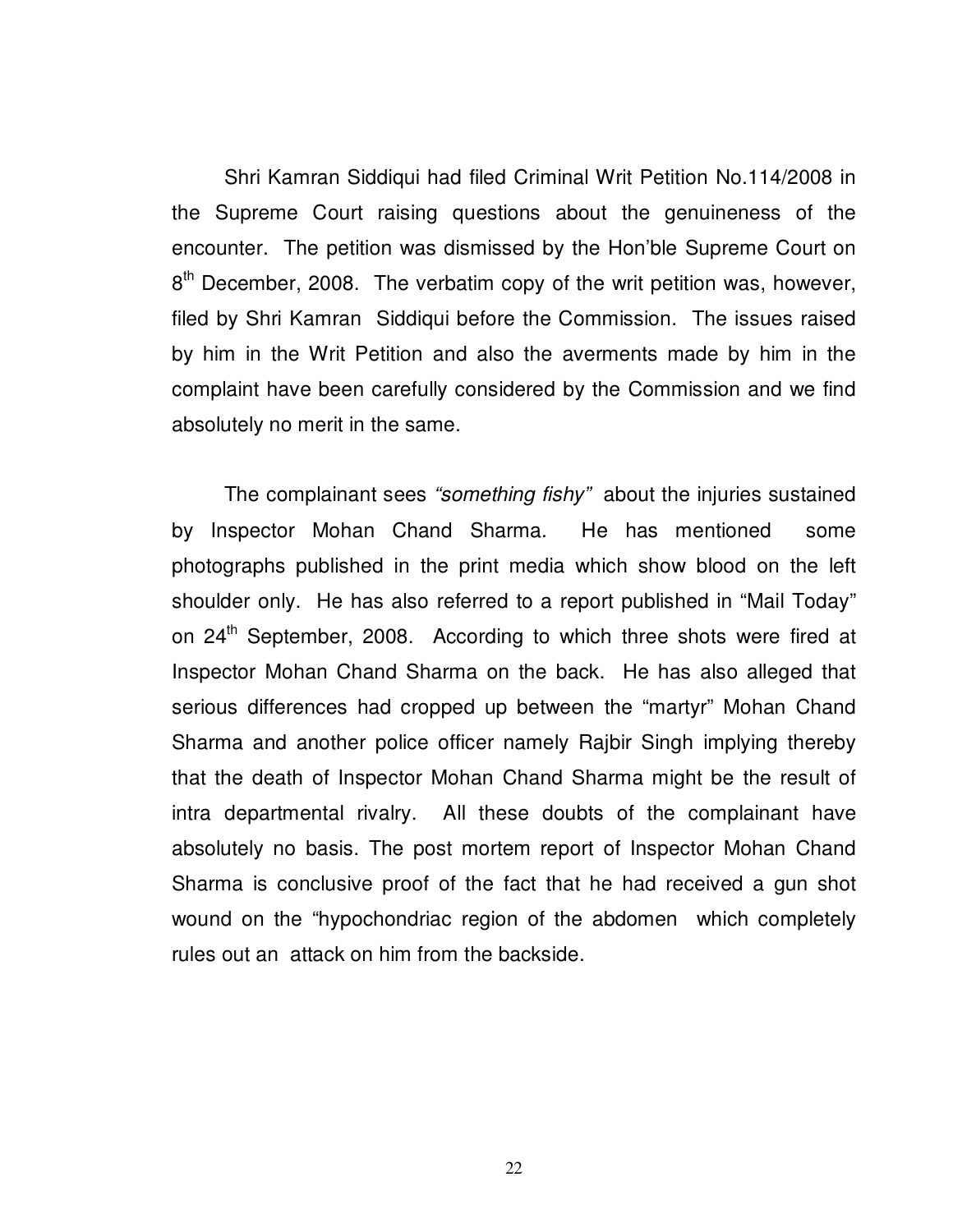Shri Kamran Siddiqui had filed Criminal Writ Petition No.114/2008 in the Supreme Court raising questions about the genuineness of the encounter. The petition was dismissed by the Hon'ble Supreme Court on 8th December, 2008. The verbatim copy of the writ petition was, however, filed by Shri Kamran Siddiqui before the Commission. The issues raised by him in the Writ Petition and also the averments made by him in the complaint have been carefully considered by the Commission and we find absolutely no merit in the same.

The complainant sees *"something fishy"* about the injuries sustained by Inspector Mohan Chand Sharma. He has mentioned some photographs published in the print media which show blood on the left shoulder only. He has also referred to a report published in "Mail Today" on 24th September, 2008. According to which three shots were fired at Inspector Mohan Chand Sharma on the back. He has also alleged that serious differences had cropped up between the "martyr" Mohan Chand Sharma and another police officer namely Rajbir Singh implying thereby that the death of Inspector Mohan Chand Sharma might be the result of intra departmental rivalry. All these doubts of the complainant have absolutely no basis. The post mortem report of Inspector Mohan Chand Sharma is conclusive proof of the fact that he had received a gun shot wound on the "hypochondriac region of the abdomen which completely rules out an attack on him from the backside.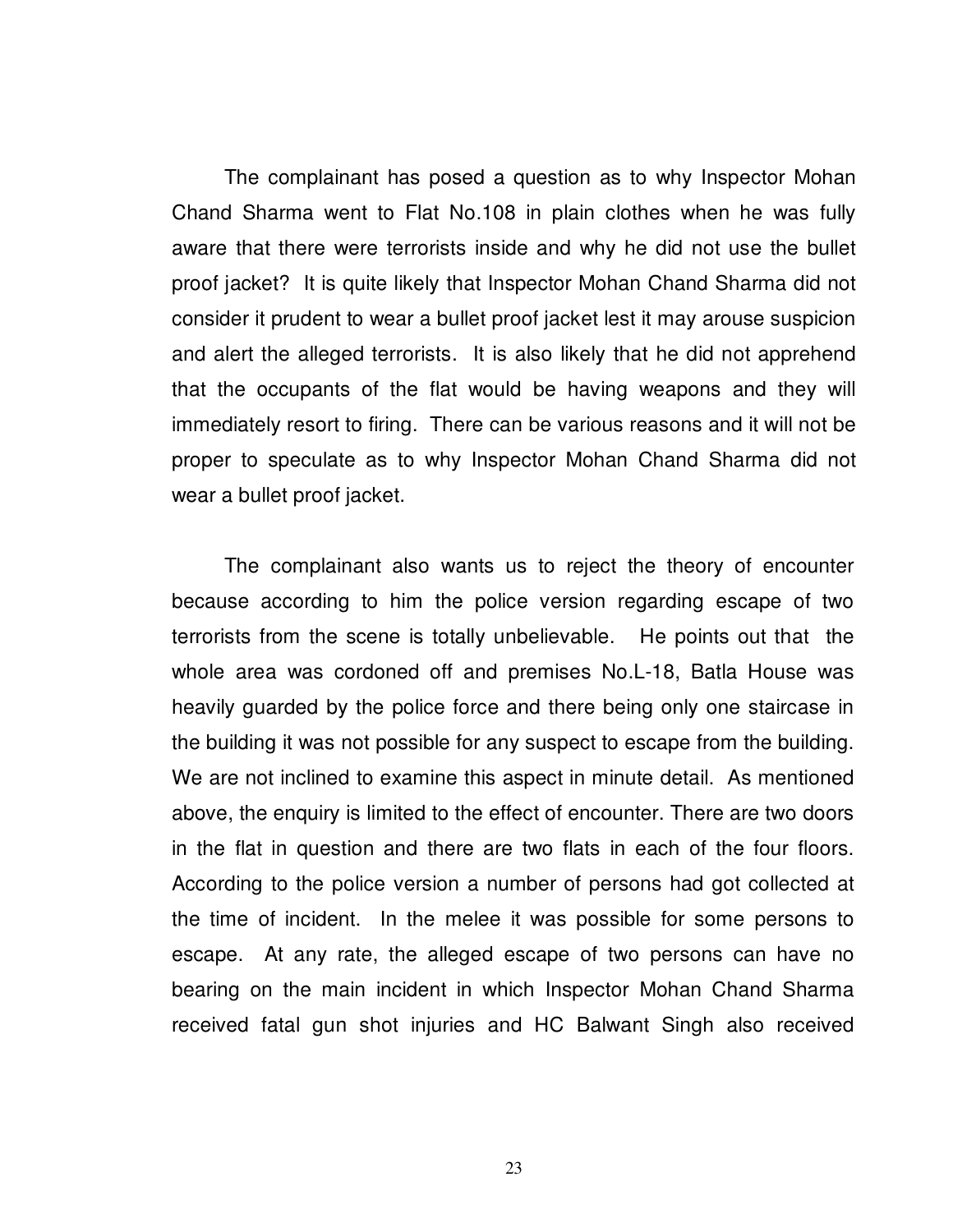The complainant has posed a question as to why Inspector Mohan Chand Sharma went to Flat No.108 in plain clothes when he was fully aware that there were terrorists inside and why he did not use the bullet proof jacket? It is quite likely that Inspector Mohan Chand Sharma did not consider it prudent to wear a bullet proof jacket lest it may arouse suspicion and alert the alleged terrorists. It is also likely that he did not apprehend that the occupants of the flat would be having weapons and they will immediately resort to firing. There can be various reasons and it will not be proper to speculate as to why Inspector Mohan Chand Sharma did not wear a bullet proof jacket.

The complainant also wants us to reject the theory of encounter because according to him the police version regarding escape of two terrorists from the scene is totally unbelievable. He points out that the whole area was cordoned off and premises No.L-18, Batla House was heavily guarded by the police force and there being only one staircase in the building it was not possible for any suspect to escape from the building. We are not inclined to examine this aspect in minute detail. As mentioned above, the enquiry is limited to the effect of encounter. There are two doors in the flat in question and there are two flats in each of the four floors. According to the police version a number of persons had got collected at the time of incident. In the melee it was possible for some persons to escape. At any rate, the alleged escape of two persons can have no bearing on the main incident in which Inspector Mohan Chand Sharma received fatal gun shot injuries and HC Balwant Singh also received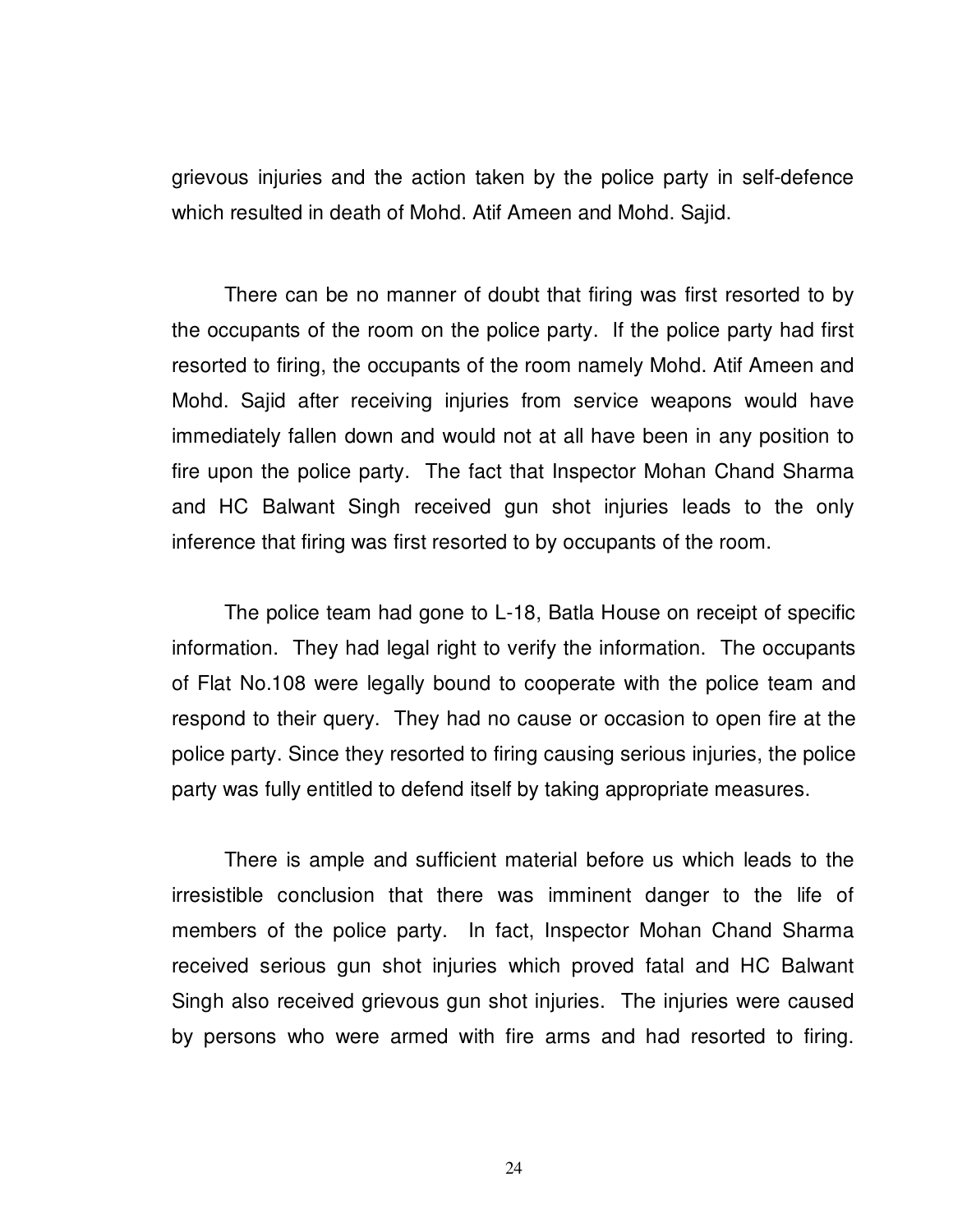grievous injuries and the action taken by the police party in self-defence which resulted in death of Mohd. Atif Ameen and Mohd. Sajid.

There can be no manner of doubt that firing was first resorted to by the occupants of the room on the police party. If the police party had first resorted to firing, the occupants of the room namely Mohd. Atif Ameen and Mohd. Sajid after receiving injuries from service weapons would have immediately fallen down and would not at all have been in any position to fire upon the police party. The fact that Inspector Mohan Chand Sharma and HC Balwant Singh received gun shot injuries leads to the only inference that firing was first resorted to by occupants of the room.

The police team had gone to L-18, Batla House on receipt of specific information. They had legal right to verify the information. The occupants of Flat No.108 were legally bound to cooperate with the police team and respond to their query. They had no cause or occasion to open fire at the police party. Since they resorted to firing causing serious injuries, the police party was fully entitled to defend itself by taking appropriate measures.

There is ample and sufficient material before us which leads to the irresistible conclusion that there was imminent danger to the life of members of the police party. In fact, Inspector Mohan Chand Sharma received serious gun shot injuries which proved fatal and HC Balwant Singh also received grievous gun shot injuries. The injuries were caused by persons who were armed with fire arms and had resorted to firing.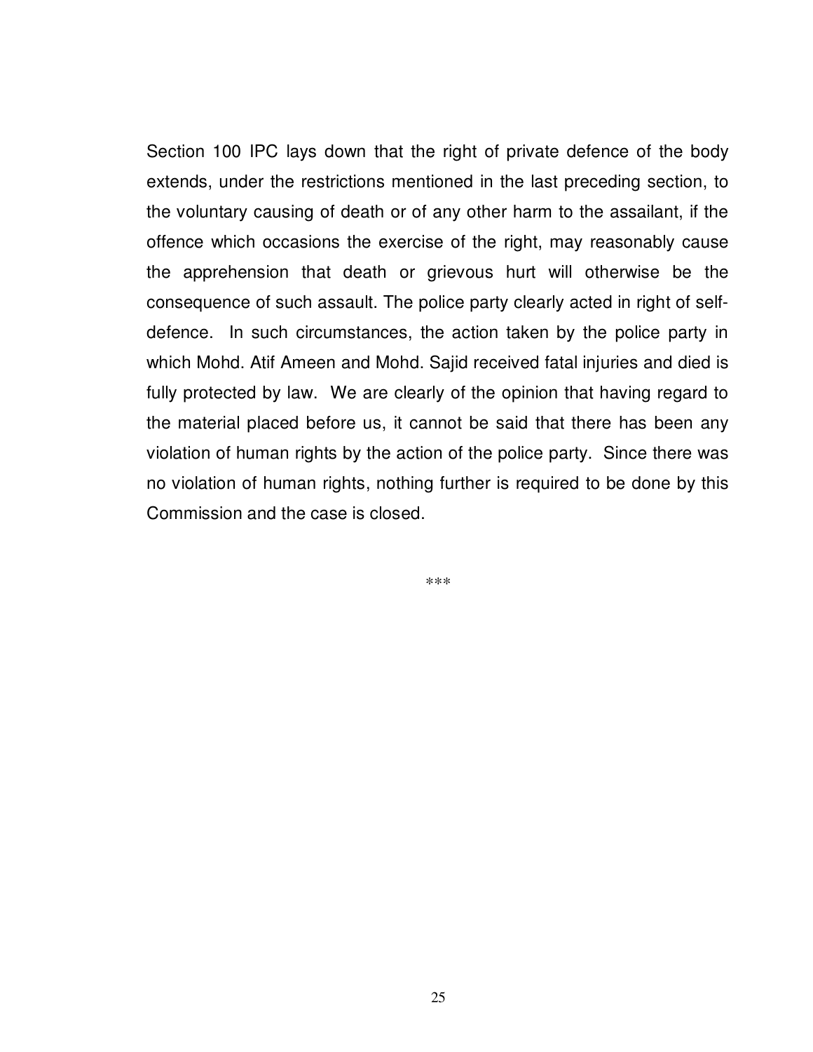Section 100 IPC lays down that the right of private defence of the body extends, under the restrictions mentioned in the last preceding section, to the voluntary causing of death or of any other harm to the assailant, if the offence which occasions the exercise of the right, may reasonably cause the apprehension that death or grievous hurt will otherwise be the consequence of such assault. The police party clearly acted in right of self-defence. In such circumstances, the action taken by the police party in which Mohd. Atif Ameen and Mohd. Sajid received fatal injuries and died is fully protected by law. We are clearly of the opinion that having regard to the material placed before us, it cannot be said that there has been any violation of human rights by the action of the police party. Since there was no violation of human rights, nothing further is required to be done by this Commission and the case is closed.

***